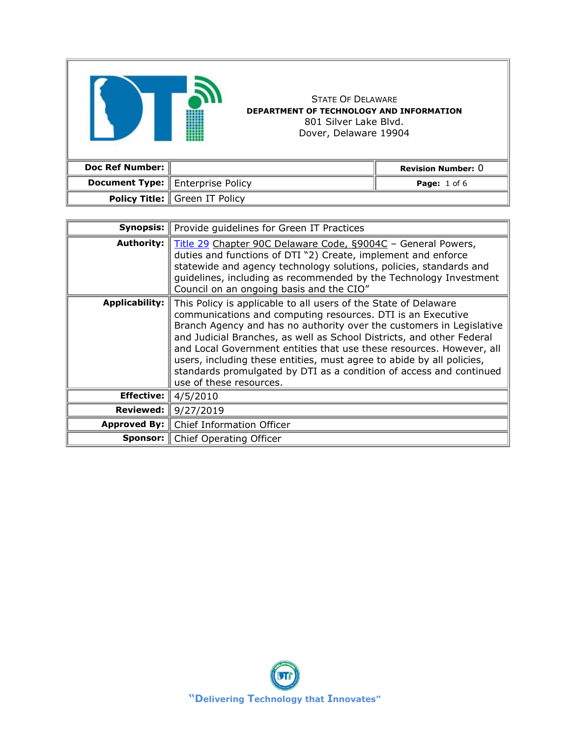State Of Delaware
**DEPARTMENT OF TECHNOLOGY AND INFORMATION**
801 Silver Lake Blvd.
Dover, Delaware 19904

| | | |
|---|---|---|
| **Doc Ref Number:** | | **Revision Number:** 0 |
| **Document Type:** | Enterprise Policy | |
| **Policy Title:** | Green IT Policy | |

| | |
|---|---|
| **Synopsis:** | Provide guidelines for Green IT Practices |
| **Authority:** | Title 29 Chapter 90C Delaware Code, §9004C – General Powers, duties and functions of DTI "2) Create, implement and enforce statewide and agency technology solutions, policies, standards and guidelines, including as recommended by the Technology Investment Council on an ongoing basis and the CIO" |
| **Applicability:** | This Policy is applicable to all users of the State of Delaware communications and computing resources. DTI is an Executive Branch Agency and has no authority over the customers in Legislative and Judicial Branches, as well as School Districts, and other Federal and Local Government entities that use these resources. However, all users, including these entities, must agree to abide by all policies, standards promulgated by DTI as a condition of access and continued use of these resources. |
| **Effective:** | 4/5/2010 |
| **Reviewed:** | 9/27/2019 |
| **Approved By:** | Chief Information Officer |
| **Sponsor:** | Chief Operating Officer |

"Delivering Technology that Innovates"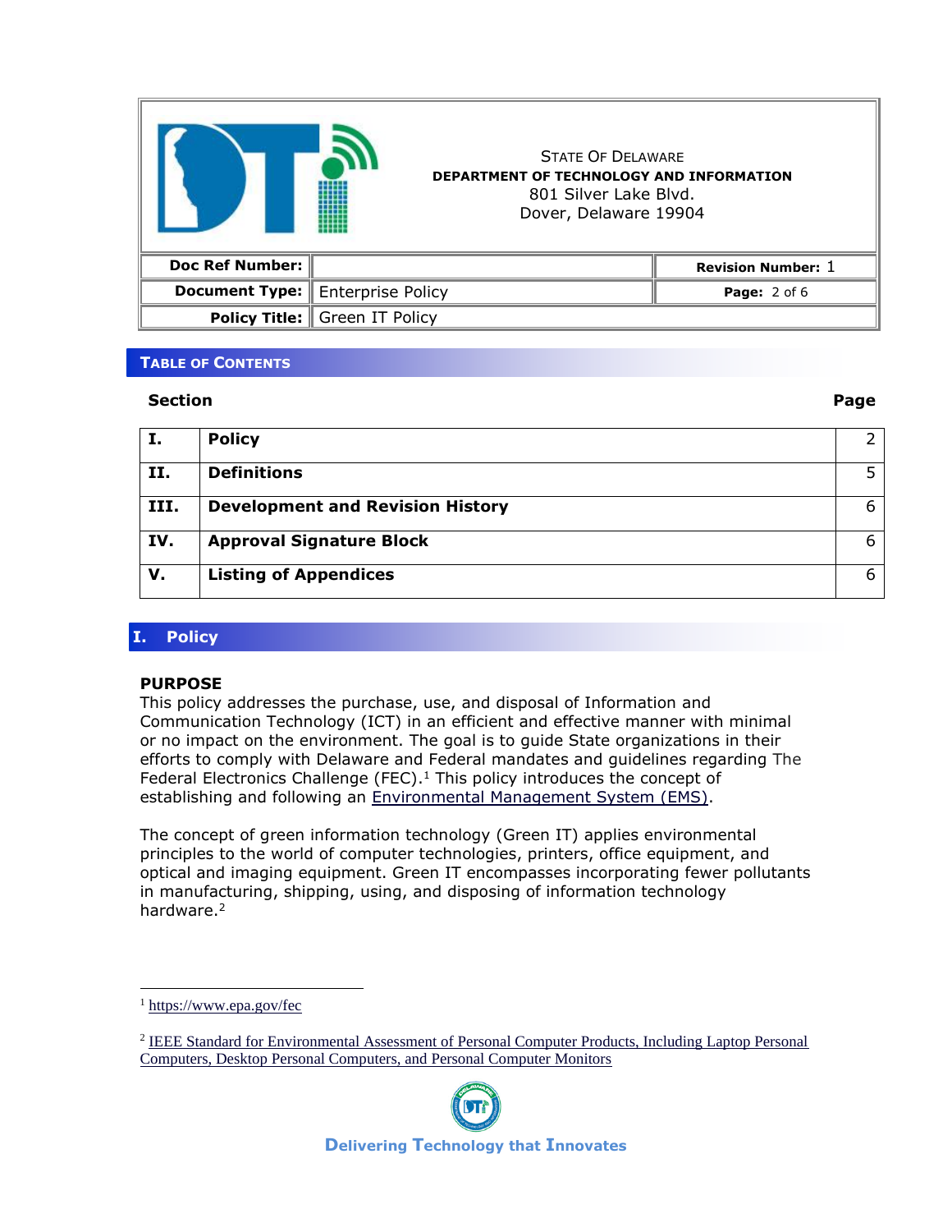| STATE OF DELAWARE<br>**DEPARTMENT OF TECHNOLOGY AND INFORMATION**<br>801 Silver Lake Blvd.<br>Dover, Delaware 19904 | | |
|---|---|---|
| **Doc Ref Number:** | | **Revision Number:** 1 |
| **Document Type:** | Enterprise Policy | |
| **Policy Title:** | Green IT Policy | |

## TABLE OF CONTENTS

| Section | | Page |
|---|---|---|
| **I.** | **Policy** | 2 |
| **II.** | **Definitions** | 5 |
| **III.** | **Development and Revision History** | 6 |
| **IV.** | **Approval Signature Block** | 6 |
| **V.** | **Listing of Appendices** | 6 |

## I. Policy

**PURPOSE**

This policy addresses the purchase, use, and disposal of Information and Communication Technology (ICT) in an efficient and effective manner with minimal or no impact on the environment. The goal is to guide State organizations in their efforts to comply with Delaware and Federal mandates and guidelines regarding The Federal Electronics Challenge (FEC).[1] This policy introduces the concept of establishing and following an Environmental Management System (EMS).

The concept of green information technology (Green IT) applies environmental principles to the world of computer technologies, printers, office equipment, and optical and imaging equipment. Green IT encompasses incorporating fewer pollutants in manufacturing, shipping, using, and disposing of information technology hardware.[2]

---

[1] https://www.epa.gov/fec

[2] IEEE Standard for Environmental Assessment of Personal Computer Products, Including Laptop Personal Computers, Desktop Personal Computers, and Personal Computer Monitors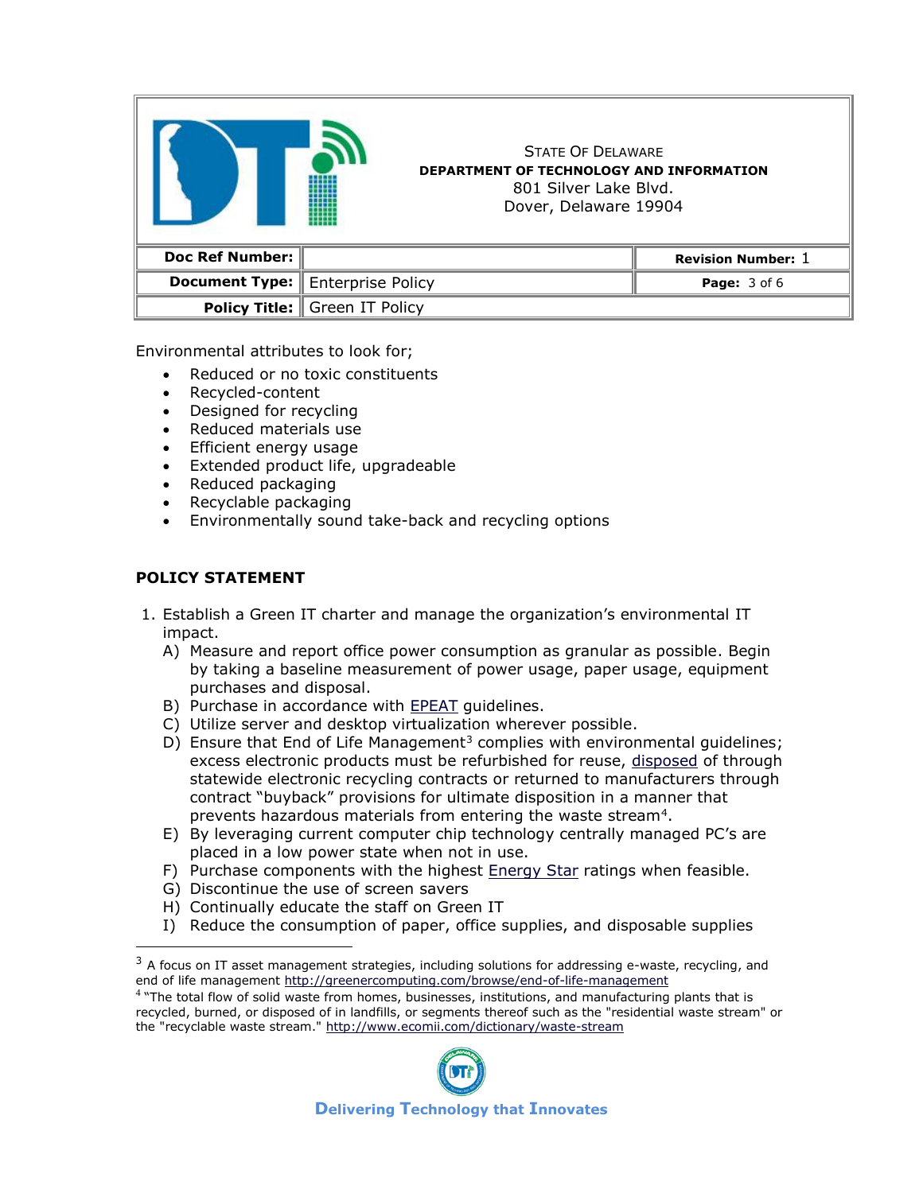Environmental attributes to look for;

- Reduced or no toxic constituents
- Recycled-content
- Designed for recycling
- Reduced materials use
- Efficient energy usage
- Extended product life, upgradeable
- Reduced packaging
- Recyclable packaging
- Environmentally sound take-back and recycling options

**POLICY STATEMENT**

1. Establish a Green IT charter and manage the organization's environmental IT impact.
   A) Measure and report office power consumption as granular as possible. Begin by taking a baseline measurement of power usage, paper usage, equipment purchases and disposal.
   B) Purchase in accordance with EPEAT guidelines.
   C) Utilize server and desktop virtualization wherever possible.
   D) Ensure that End of Life Management[3] complies with environmental guidelines; excess electronic products must be refurbished for reuse, disposed of through statewide electronic recycling contracts or returned to manufacturers through contract "buyback" provisions for ultimate disposition in a manner that prevents hazardous materials from entering the waste stream[4].
   E) By leveraging current computer chip technology centrally managed PC's are placed in a low power state when not in use.
   F) Purchase components with the highest Energy Star ratings when feasible.
   G) Discontinue the use of screen savers
   H) Continually educate the staff on Green IT
   I) Reduce the consumption of paper, office supplies, and disposable supplies

---

[3] A focus on IT asset management strategies, including solutions for addressing e-waste, recycling, and end of life management http://greenercomputing.com/browse/end-of-life-management

[4] "The total flow of solid waste from homes, businesses, institutions, and manufacturing plants that is recycled, burned, or disposed of in landfills, or segments thereof such as the "residential waste stream" or the "recyclable waste stream." http://www.ecomii.com/dictionary/waste-stream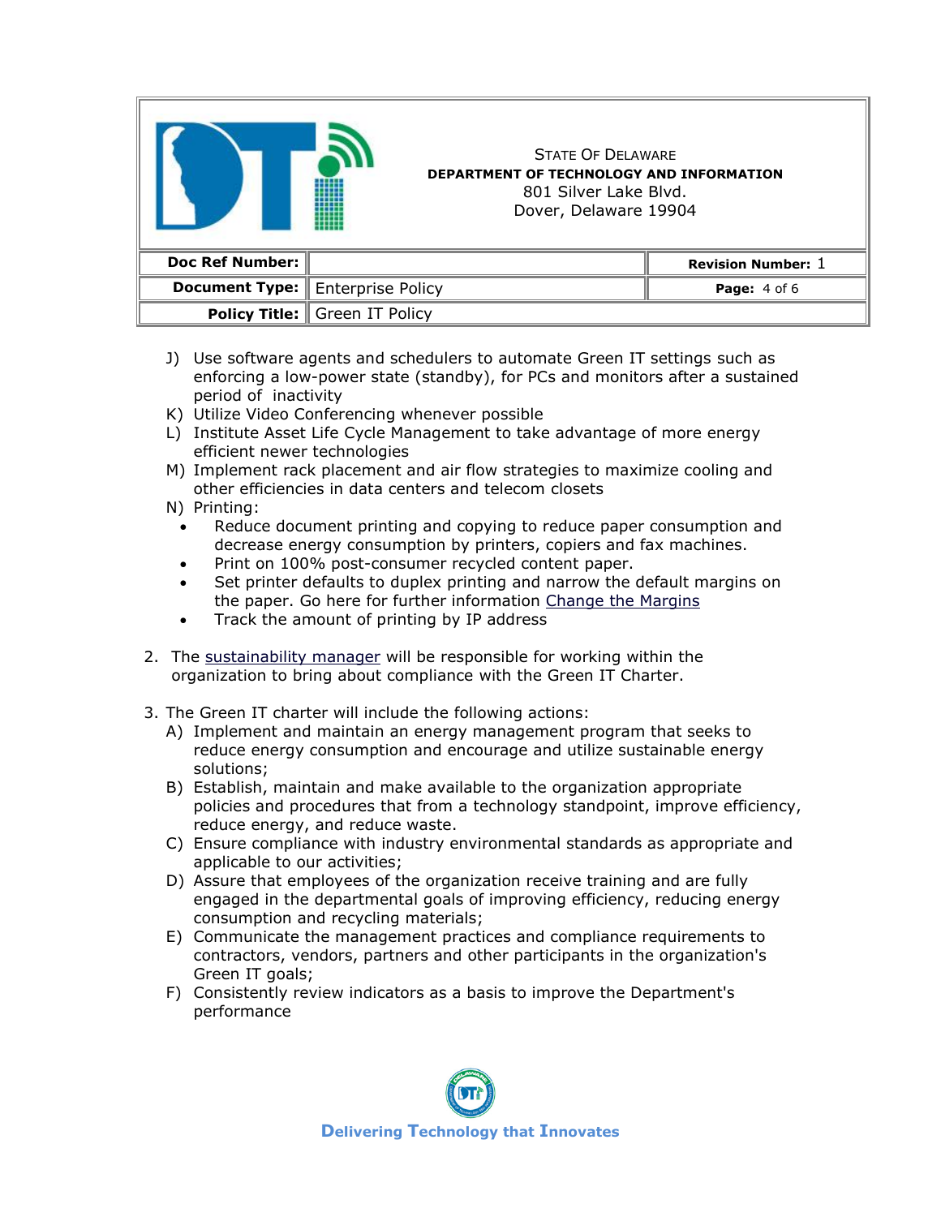J) Use software agents and schedulers to automate Green IT settings such as enforcing a low-power state (standby), for PCs and monitors after a sustained period of inactivity

K) Utilize Video Conferencing whenever possible

L) Institute Asset Life Cycle Management to take advantage of more energy efficient newer technologies

M) Implement rack placement and air flow strategies to maximize cooling and other efficiencies in data centers and telecom closets

N) Printing:

- Reduce document printing and copying to reduce paper consumption and decrease energy consumption by printers, copiers and fax machines.
- Print on 100% post-consumer recycled content paper.
- Set printer defaults to duplex printing and narrow the default margins on the paper. Go here for further information Change the Margins
- Track the amount of printing by IP address

2. The sustainability manager will be responsible for working within the organization to bring about compliance with the Green IT Charter.

3. The Green IT charter will include the following actions:

   A) Implement and maintain an energy management program that seeks to reduce energy consumption and encourage and utilize sustainable energy solutions;

   B) Establish, maintain and make available to the organization appropriate policies and procedures that from a technology standpoint, improve efficiency, reduce energy, and reduce waste.

   C) Ensure compliance with industry environmental standards as appropriate and applicable to our activities;

   D) Assure that employees of the organization receive training and are fully engaged in the departmental goals of improving efficiency, reducing energy consumption and recycling materials;

   E) Communicate the management practices and compliance requirements to contractors, vendors, partners and other participants in the organization's Green IT goals;

   F) Consistently review indicators as a basis to improve the Department's performance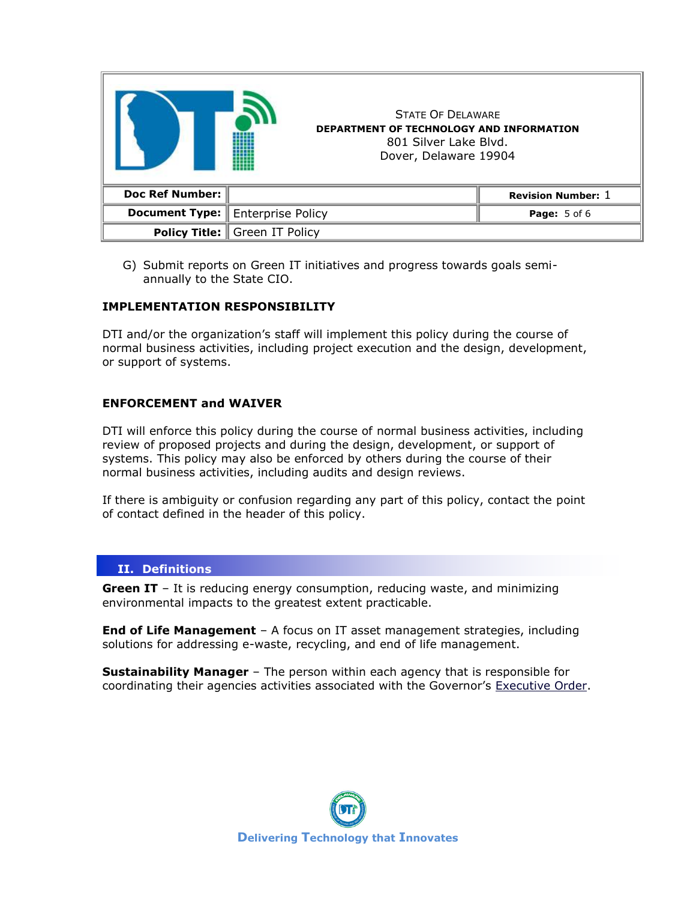G) Submit reports on Green IT initiatives and progress towards goals semi-annually to the State CIO.

**IMPLEMENTATION RESPONSIBILITY**

DTI and/or the organization's staff will implement this policy during the course of normal business activities, including project execution and the design, development, or support of systems.

**ENFORCEMENT and WAIVER**

DTI will enforce this policy during the course of normal business activities, including review of proposed projects and during the design, development, or support of systems. This policy may also be enforced by others during the course of their normal business activities, including audits and design reviews.

If there is ambiguity or confusion regarding any part of this policy, contact the point of contact defined in the header of this policy.

## II. Definitions

**Green IT** – It is reducing energy consumption, reducing waste, and minimizing environmental impacts to the greatest extent practicable.

**End of Life Management** – A focus on IT asset management strategies, including solutions for addressing e-waste, recycling, and end of life management.

**Sustainability Manager** – The person within each agency that is responsible for coordinating their agencies activities associated with the Governor's Executive Order.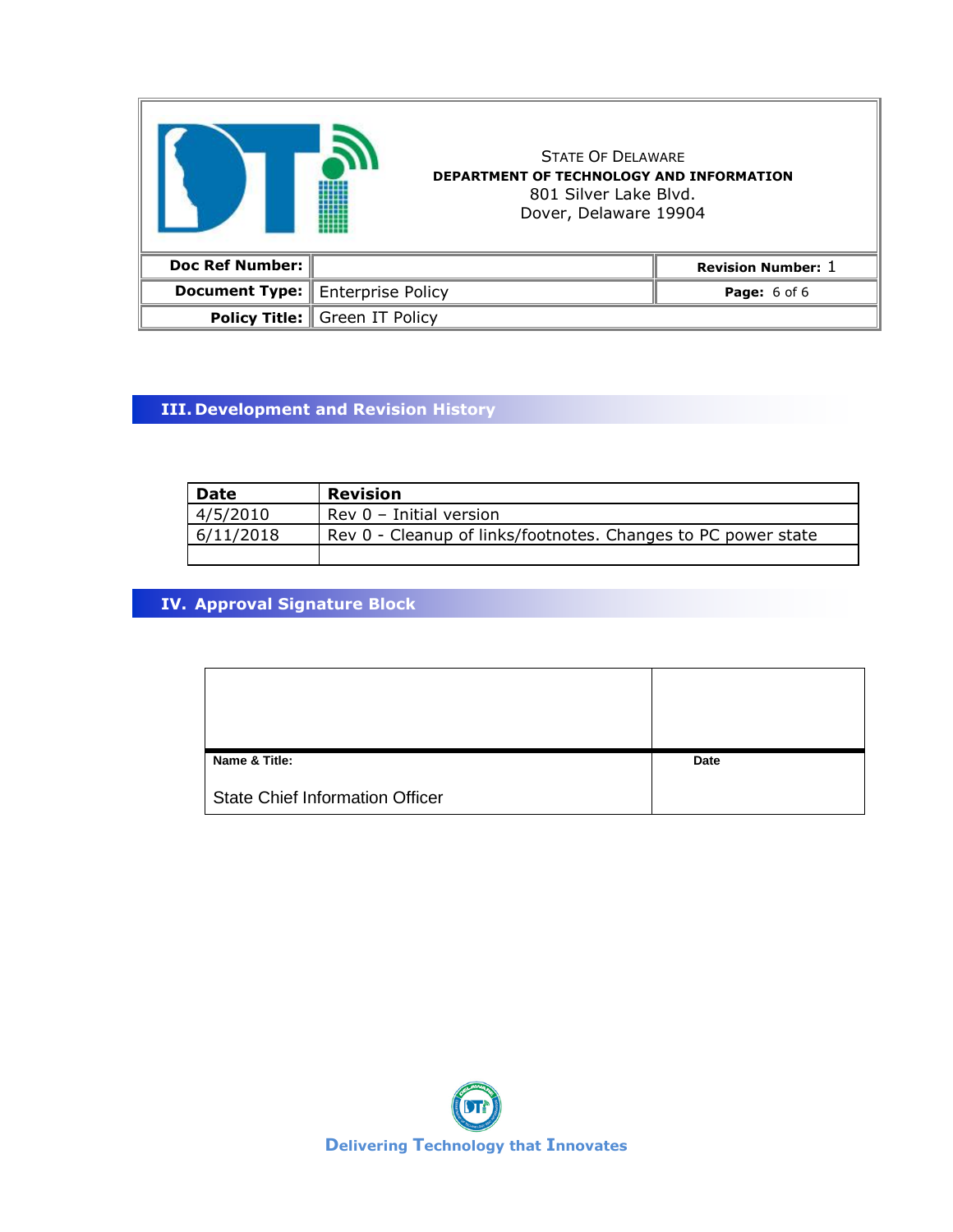## III. Development and Revision History

| Date | Revision |
| --- | --- |
| 4/5/2010 | Rev 0 – Initial version |
| 6/11/2018 | Rev 0 - Cleanup of links/footnotes. Changes to PC power state |
| | |

## IV. Approval Signature Block

| | |
| --- | --- |
| | |
| **Name & Title:** State Chief Information Officer | **Date** |